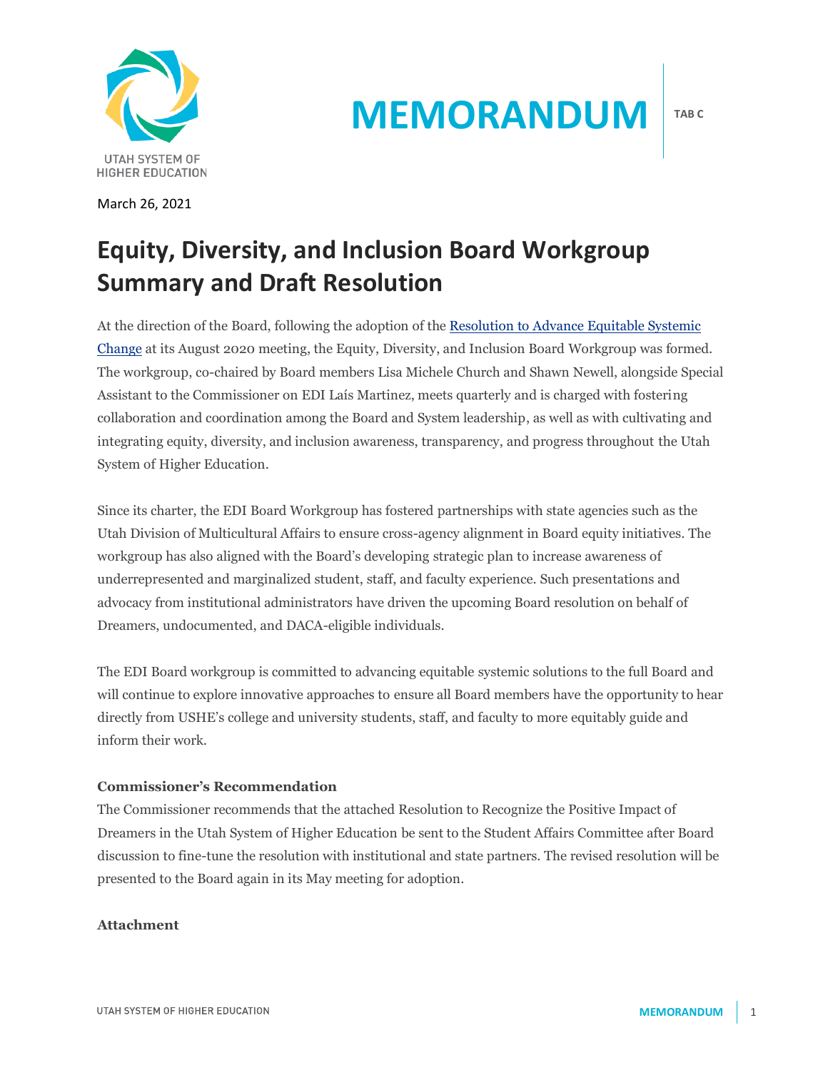# MEMORANDUM

TAB C

March 26, 2021

## Equity, Diversity, and Inclusion Board Workgroup Summary and Draft Resolution

At the direction of the Board, following the adoption of the [Resolution to Advance Equitable Systemic Change](#) at its August 2020 meeting, the Equity, Diversity, and Inclusion Board Workgroup was formed. The workgroup, co-chaired by Board members Lisa Michele Church and Shawn Newell, alongside Special Assistant to the Commissioner on EDI Laís Martinez, meets quarterly and is charged with fostering collaboration and coordination among the Board and System leadership, as well as with cultivating and integrating equity, diversity, and inclusion awareness, transparency, and progress throughout the Utah System of Higher Education.

Since its charter, the EDI Board Workgroup has fostered partnerships with state agencies such as the Utah Division of Multicultural Affairs to ensure cross-agency alignment in Board equity initiatives. The workgroup has also aligned with the Board's developing strategic plan to increase awareness of underrepresented and marginalized student, staff, and faculty experience. Such presentations and advocacy from institutional administrators have driven the upcoming Board resolution on behalf of Dreamers, undocumented, and DACA-eligible individuals.

The EDI Board workgroup is committed to advancing equitable systemic solutions to the full Board and will continue to explore innovative approaches to ensure all Board members have the opportunity to hear directly from USHE's college and university students, staff, and faculty to more equitably guide and inform their work.

**Commissioner's Recommendation**

The Commissioner recommends that the attached Resolution to Recognize the Positive Impact of Dreamers in the Utah System of Higher Education be sent to the Student Affairs Committee after Board discussion to fine-tune the resolution with institutional and state partners. The revised resolution will be presented to the Board again in its May meeting for adoption.

**Attachment**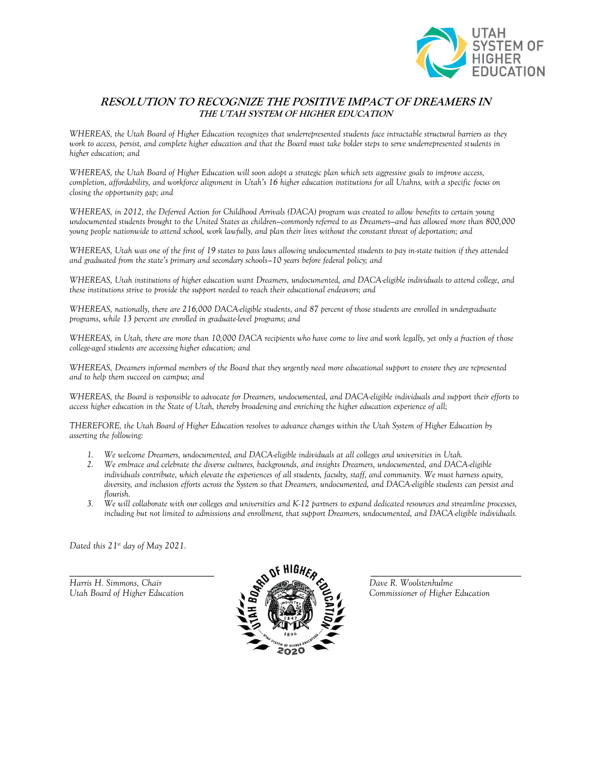# RESOLUTION TO RECOGNIZE THE POSITIVE IMPACT OF DREAMERS IN THE UTAH SYSTEM OF HIGHER EDUCATION

*WHEREAS, the Utah Board of Higher Education recognizes that underrepresented students face intractable structural barriers as they work to access, persist, and complete higher education and that the Board must take bolder steps to serve underrepresented students in higher education; and*

*WHEREAS, the Utah Board of Higher Education will soon adopt a strategic plan which sets aggressive goals to improve access, completion, affordability, and workforce alignment in Utah's 16 higher education institutions for all Utahns, with a specific focus on closing the opportunity gap; and*

*WHEREAS, in 2012, the Deferred Action for Childhood Arrivals (DACA) program was created to allow benefits to certain young undocumented students brought to the United States as children—commonly referred to as Dreamers—and has allowed more than 800,000 young people nationwide to attend school, work lawfully, and plan their lives without the constant threat of deportation; and*

*WHEREAS, Utah was one of the first of 19 states to pass laws allowing undocumented students to pay in-state tuition if they attended and graduated from the state's primary and secondary schools—10 years before federal policy; and*

*WHEREAS, Utah institutions of higher education want Dreamers, undocumented, and DACA-eligible individuals to attend college, and these institutions strive to provide the support needed to reach their educational endeavors; and*

*WHEREAS, nationally, there are 216,000 DACA-eligible students, and 87 percent of those students are enrolled in undergraduate programs, while 13 percent are enrolled in graduate-level programs; and*

*WHEREAS, in Utah, there are more than 10,000 DACA recipients who have come to live and work legally, yet only a fraction of those college-aged students are accessing higher education; and*

*WHEREAS, Dreamers informed members of the Board that they urgently need more educational support to ensure they are represented and to help them succeed on campus; and*

*WHEREAS, the Board is responsible to advocate for Dreamers, undocumented, and DACA-eligible individuals and support their efforts to access higher education in the State of Utah, thereby broadening and enriching the higher education experience of all;*

*THEREFORE, the Utah Board of Higher Education resolves to advance changes within the Utah System of Higher Education by asserting the following:*

1. *We welcome Dreamers, undocumented, and DACA-eligible individuals at all colleges and universities in Utah.*
2. *We embrace and celebrate the diverse cultures, backgrounds, and insights Dreamers, undocumented, and DACA-eligible individuals contribute, which elevate the experiences of all students, faculty, staff, and community. We must harness equity, diversity, and inclusion efforts across the System so that Dreamers, undocumented, and DACA-eligible students can persist and flourish.*
3. *We will collaborate with our colleges and universities and K-12 partners to expand dedicated resources and streamline processes, including but not limited to admissions and enrollment, that support Dreamers, undocumented, and DACA-eligible individuals.*

*Dated this 21st day of May 2021.*

*Harris H. Simmons, Chair*
*Utah Board of Higher Education*

*Dave R. Woolstenhulme*
*Commissioner of Higher Education*